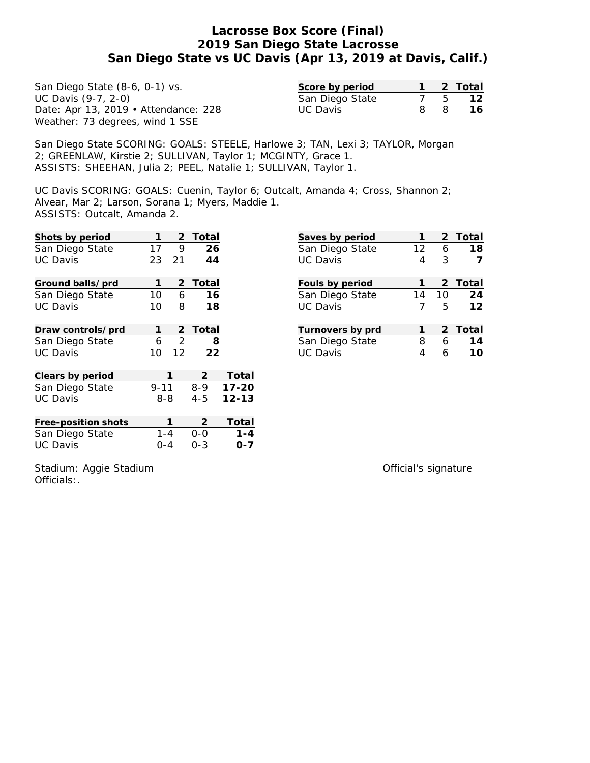# Lacrosse Box Score (Final)
## 2019 San Diego State Lacrosse
## San Diego State vs UC Davis (Apr 13, 2019 at Davis, Calif.)

San Diego State (8-6, 0-1) vs.
UC Davis (9-7, 2-0)
Date: Apr 13, 2019 • Attendance: 228
Weather: 73 degrees, wind 1 SSE

| Score by period | 1 | 2 | Total |
|---|---|---|---|
| San Diego State | 7 | 5 | **12** |
| UC Davis | 8 | 8 | **16** |

San Diego State SCORING: GOALS: STEELE, Harlowe 3; TAN, Lexi 3; TAYLOR, Morgan 2; GREENLAW, Kirstie 2; SULLIVAN, Taylor 1; MCGINTY, Grace 1.
ASSISTS: SHEEHAN, Julia 2; PEEL, Natalie 1; SULLIVAN, Taylor 1.

UC Davis SCORING: GOALS: Cuenin, Taylor 6; Outcalt, Amanda 4; Cross, Shannon 2; Alvear, Mar 2; Larson, Sorana 1; Myers, Maddie 1.
ASSISTS: Outcalt, Amanda 2.

| Shots by period | 1 | 2 | Total |
|---|---|---|---|
| San Diego State | 17 | 9 | **26** |
| UC Davis | 23 | 21 | **44** |

| Saves by period | 1 | 2 | Total |
|---|---|---|---|
| San Diego State | 12 | 6 | **18** |
| UC Davis | 4 | 3 | **7** |

| Ground balls/prd | 1 | 2 | Total |
|---|---|---|---|
| San Diego State | 10 | 6 | **16** |
| UC Davis | 10 | 8 | **18** |

| Fouls by period | 1 | 2 | Total |
|---|---|---|---|
| San Diego State | 14 | 10 | **24** |
| UC Davis | 7 | 5 | **12** |

| Draw controls/prd | 1 | 2 | Total |
|---|---|---|---|
| San Diego State | 6 | 2 | **8** |
| UC Davis | 10 | 12 | **22** |

| Turnovers by prd | 1 | 2 | Total |
|---|---|---|---|
| San Diego State | 8 | 6 | **14** |
| UC Davis | 4 | 6 | **10** |

| Clears by period | 1 | 2 | Total |
|---|---|---|---|
| San Diego State | 9-11 | 8-9 | **17-20** |
| UC Davis | 8-8 | 4-5 | **12-13** |

| Free-position shots | 1 | 2 | Total |
|---|---|---|---|
| San Diego State | 1-4 | 0-0 | **1-4** |
| UC Davis | 0-4 | 0-3 | **0-7** |

Stadium: Aggie Stadium
Officials:.

Official's signature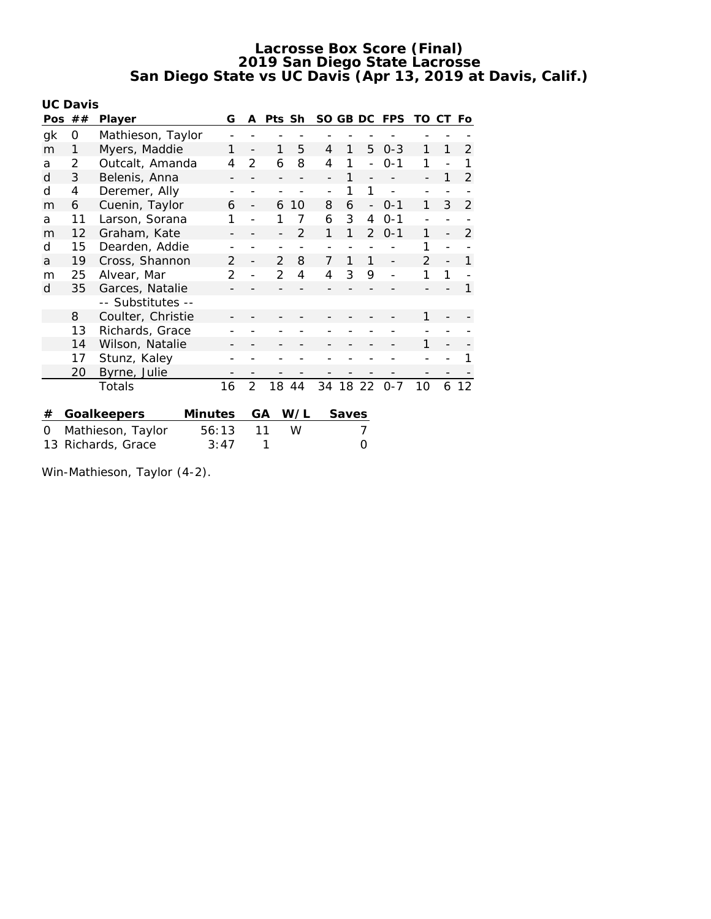# Lacrosse Box Score (Final)
## 2019 San Diego State Lacrosse
## San Diego State vs UC Davis (Apr 13, 2019 at Davis, Calif.)

**UC Davis**

| Pos | ## | Player | G | A | Pts | Sh | SO | GB | DC | FPS | TO | CT | Fo |
|---|---|---|---|---|---|---|---|---|---|---|---|---|---|
| gk | 0 | Mathieson, Taylor | - | - | - | - | - | - | - | - | - | - | - |
| m | 1 | Myers, Maddie | 1 | - | 1 | 5 | 4 | 1 | 5 | 0-3 | 1 | 1 | 2 |
| a | 2 | Outcalt, Amanda | 4 | 2 | 6 | 8 | 4 | 1 | - | 0-1 | 1 | - | 1 |
| d | 3 | Belenis, Anna | - | - | - | - | - | 1 | - | - | - | 1 | 2 |
| d | 4 | Deremer, Ally | - | - | - | - | - | 1 | 1 | - | - | - | - |
| m | 6 | Cuenin, Taylor | 6 | - | 6 | 10 | 8 | 6 | - | 0-1 | 1 | 3 | 2 |
| a | 11 | Larson, Sorana | 1 | - | 1 | 7 | 6 | 3 | 4 | 0-1 | - | - | - |
| m | 12 | Graham, Kate | - | - | - | 2 | 1 | 1 | 2 | 0-1 | 1 | - | 2 |
| d | 15 | Dearden, Addie | - | - | - | - | - | - | - | - | 1 | - | - |
| a | 19 | Cross, Shannon | 2 | - | 2 | 8 | 7 | 1 | 1 | - | 2 | - | 1 |
| m | 25 | Alvear, Mar | 2 | - | 2 | 4 | 4 | 3 | 9 | - | 1 | 1 | - |
| d | 35 | Garces, Natalie | - | - | - | - | - | - | - | - | - | - | 1 |
| | | -- Substitutes -- | | | | | | | | | | | |
| | 8 | Coulter, Christie | - | - | - | - | - | - | - | - | 1 | - | - |
| | 13 | Richards, Grace | - | - | - | - | - | - | - | - | - | - | - |
| | 14 | Wilson, Natalie | - | - | - | - | - | - | - | - | 1 | - | - |
| | 17 | Stunz, Kaley | - | - | - | - | - | - | - | - | - | - | 1 |
| | 20 | Byrne, Julie | - | - | - | - | - | - | - | - | - | - | - |
| | | Totals | 16 | 2 | 18 | 44 | 34 | 18 | 22 | 0-7 | 10 | 6 | 12 |

| # | Goalkeepers | Minutes | GA | W/L | Saves |
|---|---|---|---|---|---|
| 0 | Mathieson, Taylor | 56:13 | 11 | W | 7 |
| 13 | Richards, Grace | 3:47 | 1 | | 0 |

Win-Mathieson, Taylor (4-2).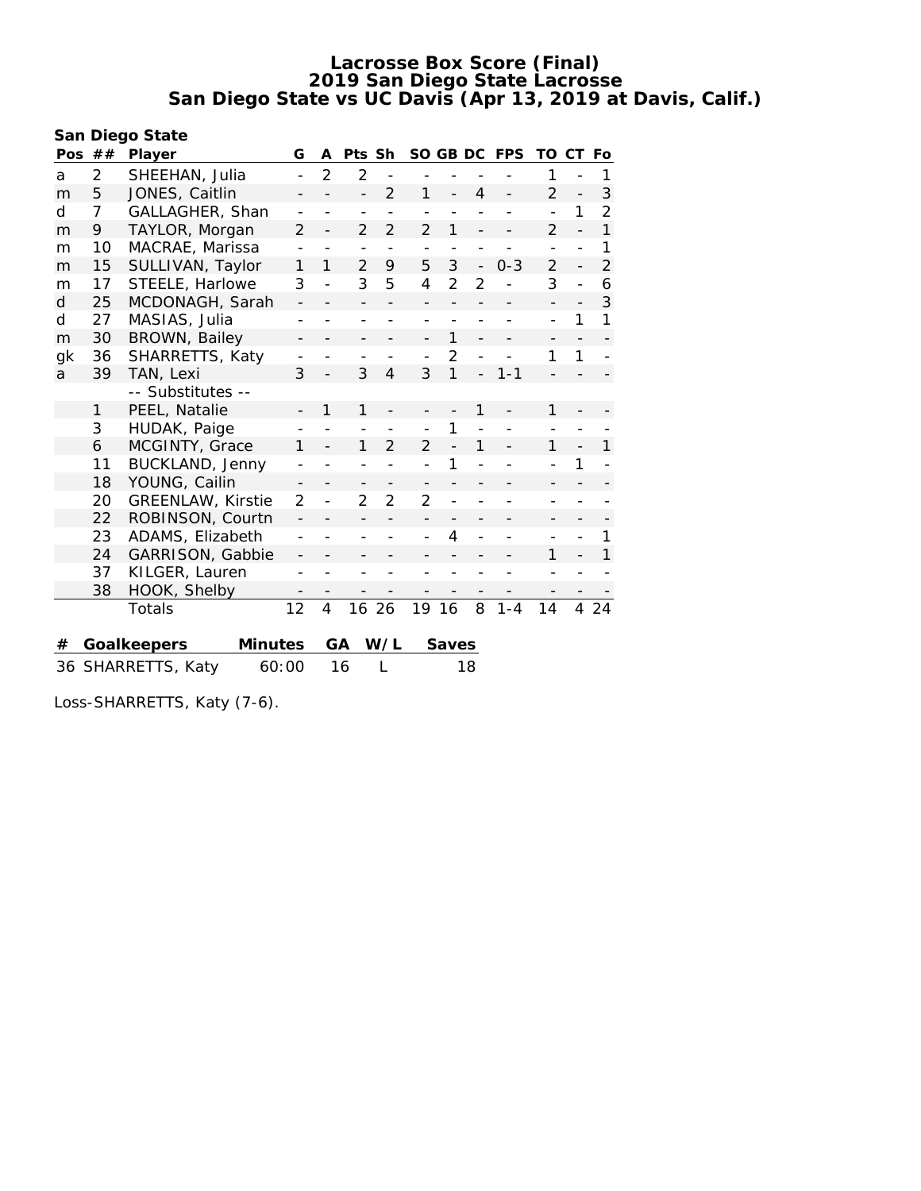# Lacrosse Box Score (Final)
## 2019 San Diego State Lacrosse
## San Diego State vs UC Davis (Apr 13, 2019 at Davis, Calif.)

**San Diego State**

| Pos | ## | Player | G | A | Pts | Sh | SO | GB | DC | FPS | TO | CT | Fo |
|---|---|---|---|---|---|---|---|---|---|---|---|---|---|
| a | 2 | SHEEHAN, Julia | - | 2 | 2 | - | - | - | - | - | 1 | - | 1 |
| m | 5 | JONES, Caitlin | - | - | - | 2 | 1 | - | 4 | - | 2 | - | 3 |
| d | 7 | GALLAGHER, Shan | - | - | - | - | - | - | - | - | - | 1 | 2 |
| m | 9 | TAYLOR, Morgan | 2 | - | 2 | 2 | 2 | 1 | - | - | 2 | - | 1 |
| m | 10 | MACRAE, Marissa | - | - | - | - | - | - | - | - | - | - | 1 |
| m | 15 | SULLIVAN, Taylor | 1 | 1 | 2 | 9 | 5 | 3 | - | 0-3 | 2 | - | 2 |
| m | 17 | STEELE, Harlowe | 3 | - | 3 | 5 | 4 | 2 | 2 | - | 3 | - | 6 |
| d | 25 | MCDONAGH, Sarah | - | - | - | - | - | - | - | - | - | - | 3 |
| d | 27 | MASIAS, Julia | - | - | - | - | - | - | - | - | - | 1 | 1 |
| m | 30 | BROWN, Bailey | - | - | - | - | - | 1 | - | - | - | - | - |
| gk | 36 | SHARRETTS, Katy | - | - | - | - | - | 2 | - | - | 1 | 1 | - |
| a | 39 | TAN, Lexi | 3 | - | 3 | 4 | 3 | 1 | - | 1-1 | - | - | - |
| | | -- Substitutes -- | | | | | | | | | | | |
| | 1 | PEEL, Natalie | - | 1 | 1 | - | - | - | 1 | - | 1 | - | - |
| | 3 | HUDAK, Paige | - | - | - | - | - | 1 | - | - | - | - | - |
| | 6 | MCGINTY, Grace | 1 | - | 1 | 2 | 2 | - | 1 | - | 1 | - | 1 |
| | 11 | BUCKLAND, Jenny | - | - | - | - | - | 1 | - | - | - | 1 | - |
| | 18 | YOUNG, Cailin | - | - | - | - | - | - | - | - | - | - | - |
| | 20 | GREENLAW, Kirstie | 2 | - | 2 | 2 | 2 | - | - | - | - | - | - |
| | 22 | ROBINSON, Courtn | - | - | - | - | - | - | - | - | - | - | - |
| | 23 | ADAMS, Elizabeth | - | - | - | - | - | 4 | - | - | - | - | 1 |
| | 24 | GARRISON, Gabbie | - | - | - | - | - | - | - | - | 1 | - | 1 |
| | 37 | KILGER, Lauren | - | - | - | - | - | - | - | - | - | - | - |
| | 38 | HOOK, Shelby | - | - | - | - | - | - | - | - | - | - | - |
| | | Totals | 12 | 4 | 16 | 26 | 19 | 16 | 8 | 1-4 | 14 | 4 | 24 |

| # | Goalkeepers | Minutes | GA | W/L | Saves |
|---|---|---|---|---|---|
| 36 | SHARRETTS, Katy | 60:00 | 16 | L | 18 |

Loss-SHARRETTS, Katy (7-6).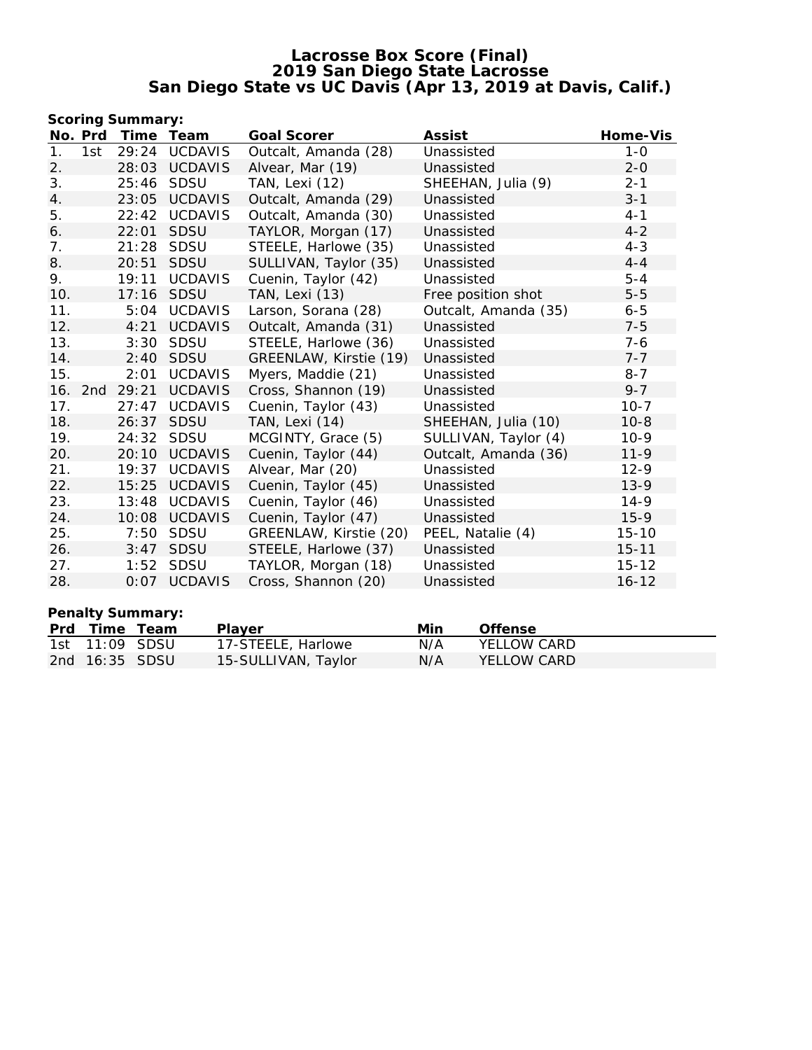# Lacrosse Box Score (Final)
## 2019 San Diego State Lacrosse
## San Diego State vs UC Davis (Apr 13, 2019 at Davis, Calif.)

**Scoring Summary:**

| No. | Prd | Time | Team | Goal Scorer | Assist | Home-Vis |
|---|---|---|---|---|---|---|
| 1. | 1st | 29:24 | UCDAVIS | Outcalt, Amanda (28) | Unassisted | 1-0 |
| 2. | | 28:03 | UCDAVIS | Alvear, Mar (19) | Unassisted | 2-0 |
| 3. | | 25:46 | SDSU | TAN, Lexi (12) | SHEEHAN, Julia (9) | 2-1 |
| 4. | | 23:05 | UCDAVIS | Outcalt, Amanda (29) | Unassisted | 3-1 |
| 5. | | 22:42 | UCDAVIS | Outcalt, Amanda (30) | Unassisted | 4-1 |
| 6. | | 22:01 | SDSU | TAYLOR, Morgan (17) | Unassisted | 4-2 |
| 7. | | 21:28 | SDSU | STEELE, Harlowe (35) | Unassisted | 4-3 |
| 8. | | 20:51 | SDSU | SULLIVAN, Taylor (35) | Unassisted | 4-4 |
| 9. | | 19:11 | UCDAVIS | Cuenin, Taylor (42) | Unassisted | 5-4 |
| 10. | | 17:16 | SDSU | TAN, Lexi (13) | Free position shot | 5-5 |
| 11. | | 5:04 | UCDAVIS | Larson, Sorana (28) | Outcalt, Amanda (35) | 6-5 |
| 12. | | 4:21 | UCDAVIS | Outcalt, Amanda (31) | Unassisted | 7-5 |
| 13. | | 3:30 | SDSU | STEELE, Harlowe (36) | Unassisted | 7-6 |
| 14. | | 2:40 | SDSU | GREENLAW, Kirstie (19) | Unassisted | 7-7 |
| 15. | | 2:01 | UCDAVIS | Myers, Maddie (21) | Unassisted | 8-7 |
| 16. | 2nd | 29:21 | UCDAVIS | Cross, Shannon (19) | Unassisted | 9-7 |
| 17. | | 27:47 | UCDAVIS | Cuenin, Taylor (43) | Unassisted | 10-7 |
| 18. | | 26:37 | SDSU | TAN, Lexi (14) | SHEEHAN, Julia (10) | 10-8 |
| 19. | | 24:32 | SDSU | MCGINTY, Grace (5) | SULLIVAN, Taylor (4) | 10-9 |
| 20. | | 20:10 | UCDAVIS | Cuenin, Taylor (44) | Outcalt, Amanda (36) | 11-9 |
| 21. | | 19:37 | UCDAVIS | Alvear, Mar (20) | Unassisted | 12-9 |
| 22. | | 15:25 | UCDAVIS | Cuenin, Taylor (45) | Unassisted | 13-9 |
| 23. | | 13:48 | UCDAVIS | Cuenin, Taylor (46) | Unassisted | 14-9 |
| 24. | | 10:08 | UCDAVIS | Cuenin, Taylor (47) | Unassisted | 15-9 |
| 25. | | 7:50 | SDSU | GREENLAW, Kirstie (20) | PEEL, Natalie (4) | 15-10 |
| 26. | | 3:47 | SDSU | STEELE, Harlowe (37) | Unassisted | 15-11 |
| 27. | | 1:52 | SDSU | TAYLOR, Morgan (18) | Unassisted | 15-12 |
| 28. | | 0:07 | UCDAVIS | Cross, Shannon (20) | Unassisted | 16-12 |

**Penalty Summary:**

| Prd | Time | Team | Player | Min | Offense |
|---|---|---|---|---|---|
| 1st | 11:09 | SDSU | 17-STEELE, Harlowe | N/A | YELLOW CARD |
| 2nd | 16:35 | SDSU | 15-SULLIVAN, Taylor | N/A | YELLOW CARD |